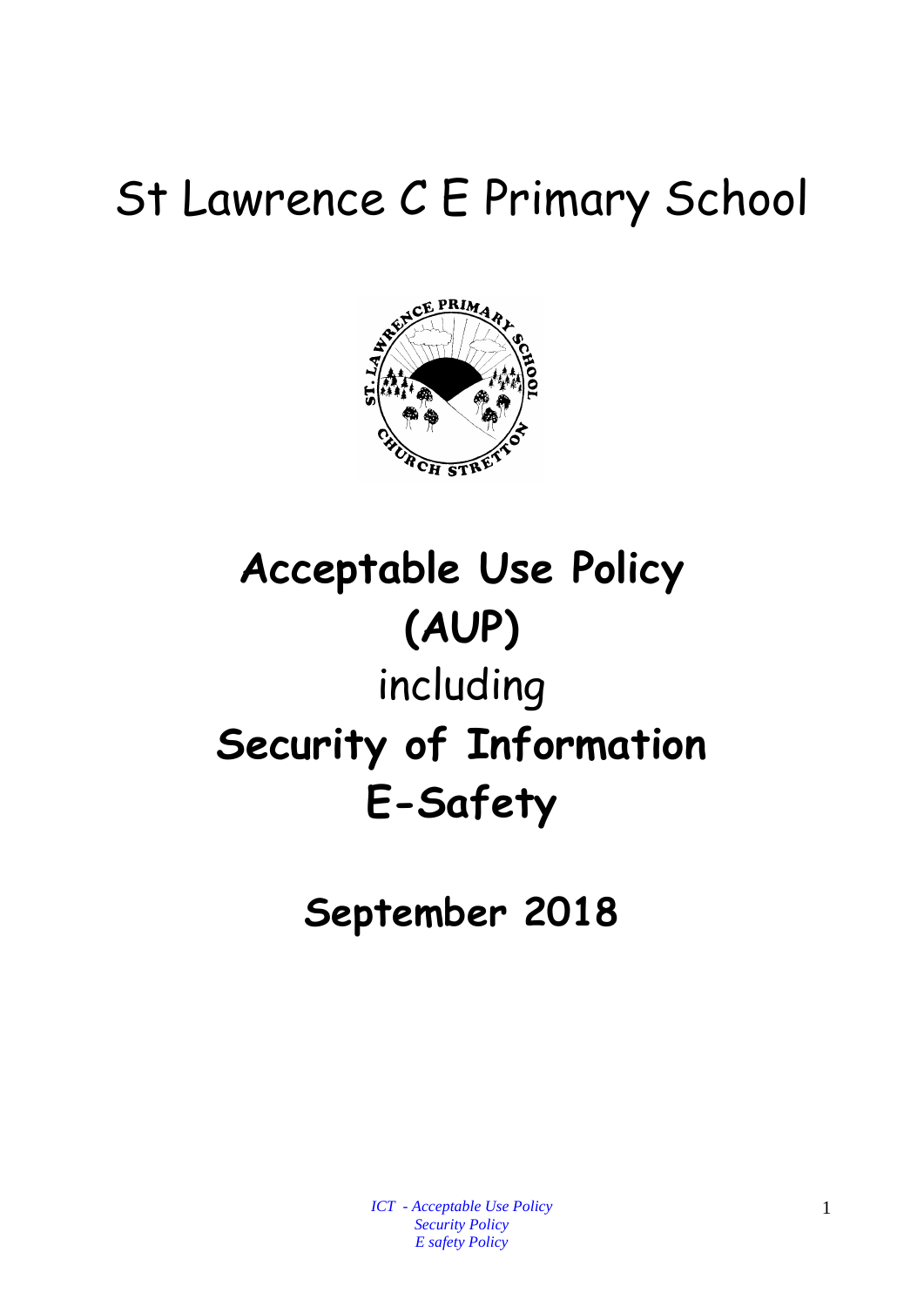# St Lawrence C E Primary School

# Acceptable Use Policy (AUP)

including

# Security of Information

# E-Safety

## September 2018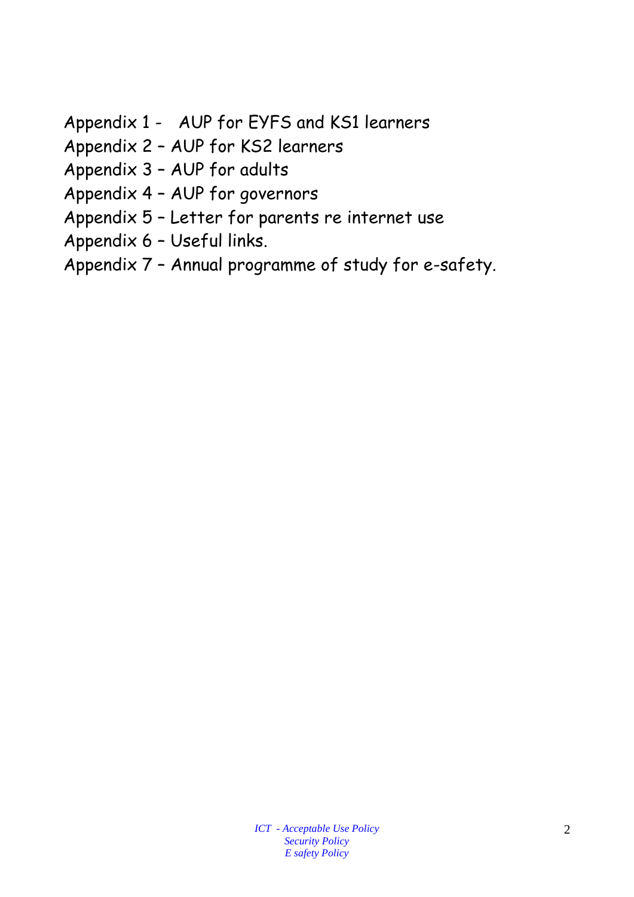Appendix 1 - AUP for EYFS and KS1 learners

Appendix 2 – AUP for KS2 learners

Appendix 3 – AUP for adults

Appendix 4 – AUP for governors

Appendix 5 – Letter for parents re internet use

Appendix 6 – Useful links.

Appendix 7 – Annual programme of study for e-safety.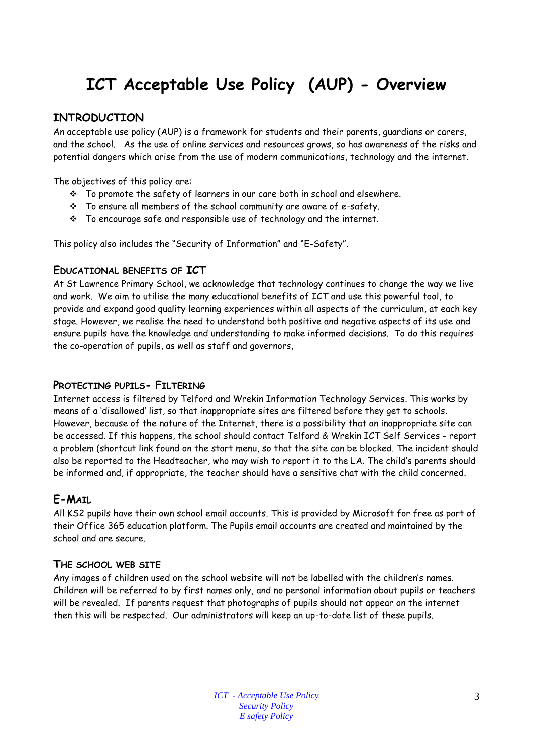# ICT Acceptable Use Policy (AUP) - Overview

## INTRODUCTION

An acceptable use policy (AUP) is a framework for students and their parents, guardians or carers, and the school. As the use of online services and resources grows, so has awareness of the risks and potential dangers which arise from the use of modern communications, technology and the internet.

The objectives of this policy are:

- To promote the safety of learners in our care both in school and elsewhere.
- To ensure all members of the school community are aware of e-safety.
- To encourage safe and responsible use of technology and the internet.

This policy also includes the "Security of Information" and "E-Safety".

### EDUCATIONAL BENEFITS OF ICT

At St Lawrence Primary School, we acknowledge that technology continues to change the way we live and work. We aim to utilise the many educational benefits of ICT and use this powerful tool, to provide and expand good quality learning experiences within all aspects of the curriculum, at each key stage. However, we realise the need to understand both positive and negative aspects of its use and ensure pupils have the knowledge and understanding to make informed decisions. To do this requires the co-operation of pupils, as well as staff and governors,

### PROTECTING PUPILS- FILTERING

Internet access is filtered by Telford and Wrekin Information Technology Services. This works by means of a 'disallowed' list, so that inappropriate sites are filtered before they get to schools. However, because of the nature of the Internet, there is a possibility that an inappropriate site can be accessed. If this happens, the school should contact Telford & Wrekin ICT Self Services - report a problem (shortcut link found on the start menu, so that the site can be blocked. The incident should also be reported to the Headteacher, who may wish to report it to the LA. The child's parents should be informed and, if appropriate, the teacher should have a sensitive chat with the child concerned.

## E-MAIL

All KS2 pupils have their own school email accounts. This is provided by Microsoft for free as part of their Office 365 education platform. The Pupils email accounts are created and maintained by the school and are secure.

### THE SCHOOL WEB SITE

Any images of children used on the school website will not be labelled with the children's names. Children will be referred to by first names only, and no personal information about pupils or teachers will be revealed. If parents request that photographs of pupils should not appear on the internet then this will be respected. Our administrators will keep an up-to-date list of these pupils.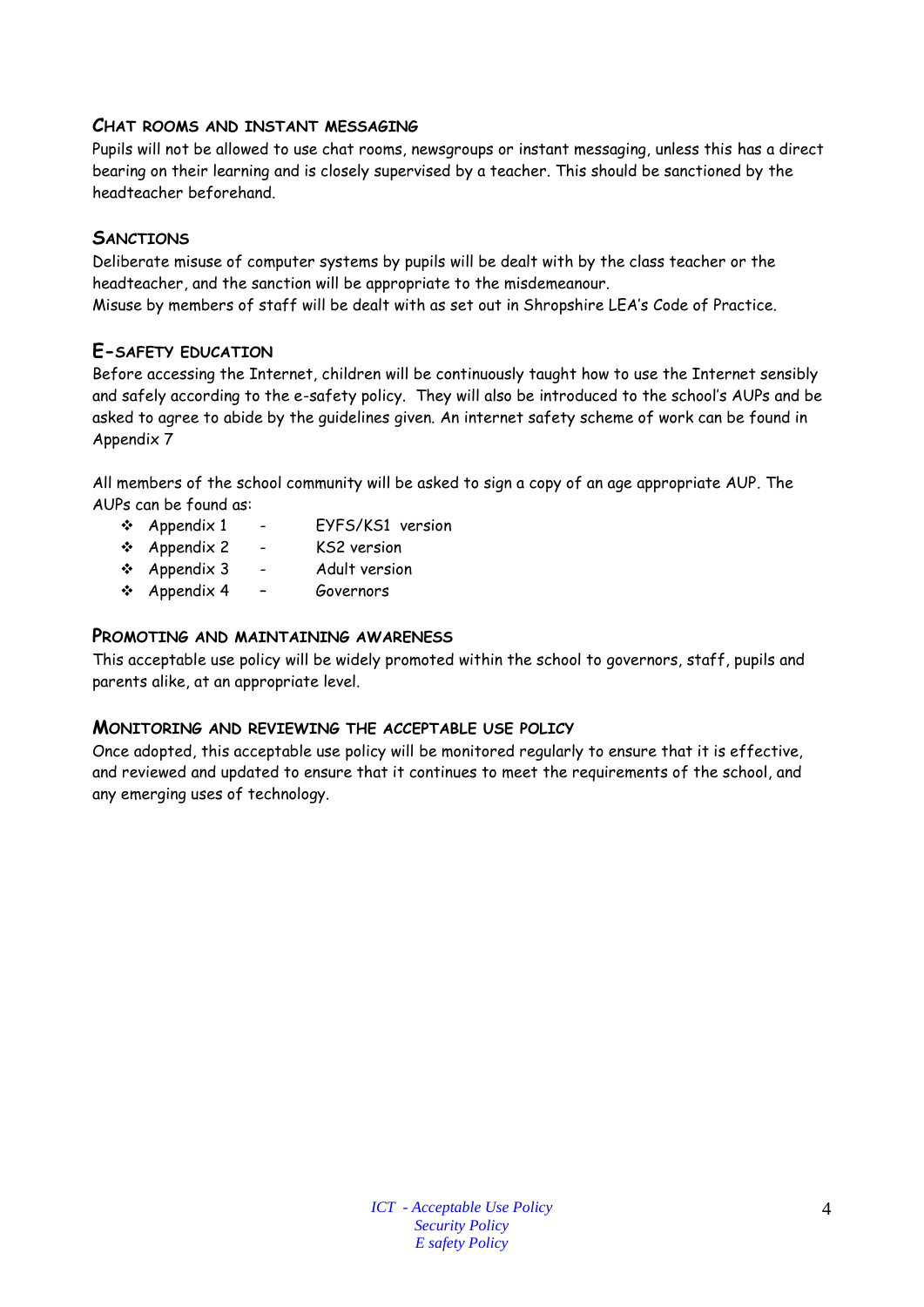### Chat rooms and instant messaging

Pupils will not be allowed to use chat rooms, newsgroups or instant messaging, unless this has a direct bearing on their learning and is closely supervised by a teacher. This should be sanctioned by the headteacher beforehand.

### Sanctions

Deliberate misuse of computer systems by pupils will be dealt with by the class teacher or the headteacher, and the sanction will be appropriate to the misdemeanour.
Misuse by members of staff will be dealt with as set out in Shropshire LEA's Code of Practice.

### E-safety education

Before accessing the Internet, children will be continuously taught how to use the Internet sensibly and safely according to the e-safety policy. They will also be introduced to the school's AUPs and be asked to agree to abide by the guidelines given. An internet safety scheme of work can be found in Appendix 7

All members of the school community will be asked to sign a copy of an age appropriate AUP. The AUPs can be found as:

- Appendix 1 - EYFS/KS1 version
- Appendix 2 - KS2 version
- Appendix 3 - Adult version
- Appendix 4 – Governors

### Promoting and maintaining awareness

This acceptable use policy will be widely promoted within the school to governors, staff, pupils and parents alike, at an appropriate level.

### Monitoring and reviewing the acceptable use policy

Once adopted, this acceptable use policy will be monitored regularly to ensure that it is effective, and reviewed and updated to ensure that it continues to meet the requirements of the school, and any emerging uses of technology.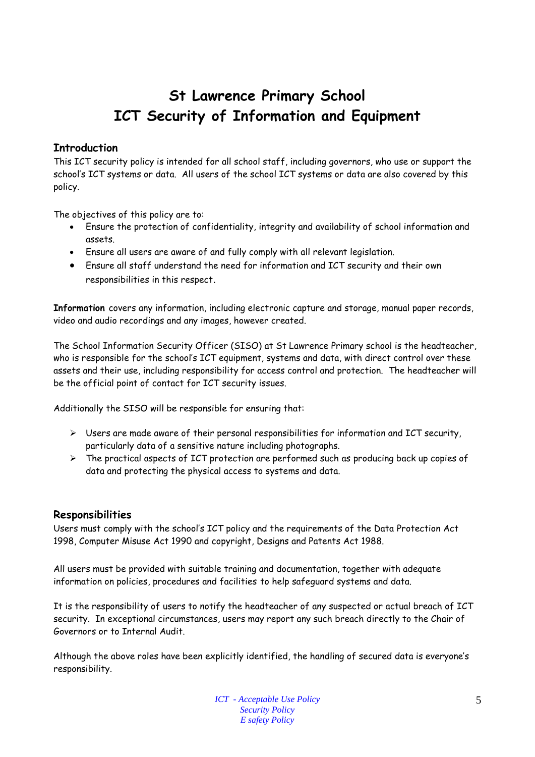# St Lawrence Primary School
# ICT Security of Information and Equipment

## Introduction

This ICT security policy is intended for all school staff, including governors, who use or support the school's ICT systems or data. All users of the school ICT systems or data are also covered by this policy.

The objectives of this policy are to:

- Ensure the protection of confidentiality, integrity and availability of school information and assets.
- Ensure all users are aware of and fully comply with all relevant legislation.
- Ensure all staff understand the need for information and ICT security and their own responsibilities in this respect.

**Information** covers any information, including electronic capture and storage, manual paper records, video and audio recordings and any images, however created.

The School Information Security Officer (SISO) at St Lawrence Primary school is the headteacher, who is responsible for the school's ICT equipment, systems and data, with direct control over these assets and their use, including responsibility for access control and protection. The headteacher will be the official point of contact for ICT security issues.

Additionally the SISO will be responsible for ensuring that:

- Users are made aware of their personal responsibilities for information and ICT security, particularly data of a sensitive nature including photographs.
- The practical aspects of ICT protection are performed such as producing back up copies of data and protecting the physical access to systems and data.

## Responsibilities

Users must comply with the school's ICT policy and the requirements of the Data Protection Act 1998, Computer Misuse Act 1990 and copyright, Designs and Patents Act 1988.

All users must be provided with suitable training and documentation, together with adequate information on policies, procedures and facilities to help safeguard systems and data.

It is the responsibility of users to notify the headteacher of any suspected or actual breach of ICT security. In exceptional circumstances, users may report any such breach directly to the Chair of Governors or to Internal Audit.

Although the above roles have been explicitly identified, the handling of secured data is everyone's responsibility.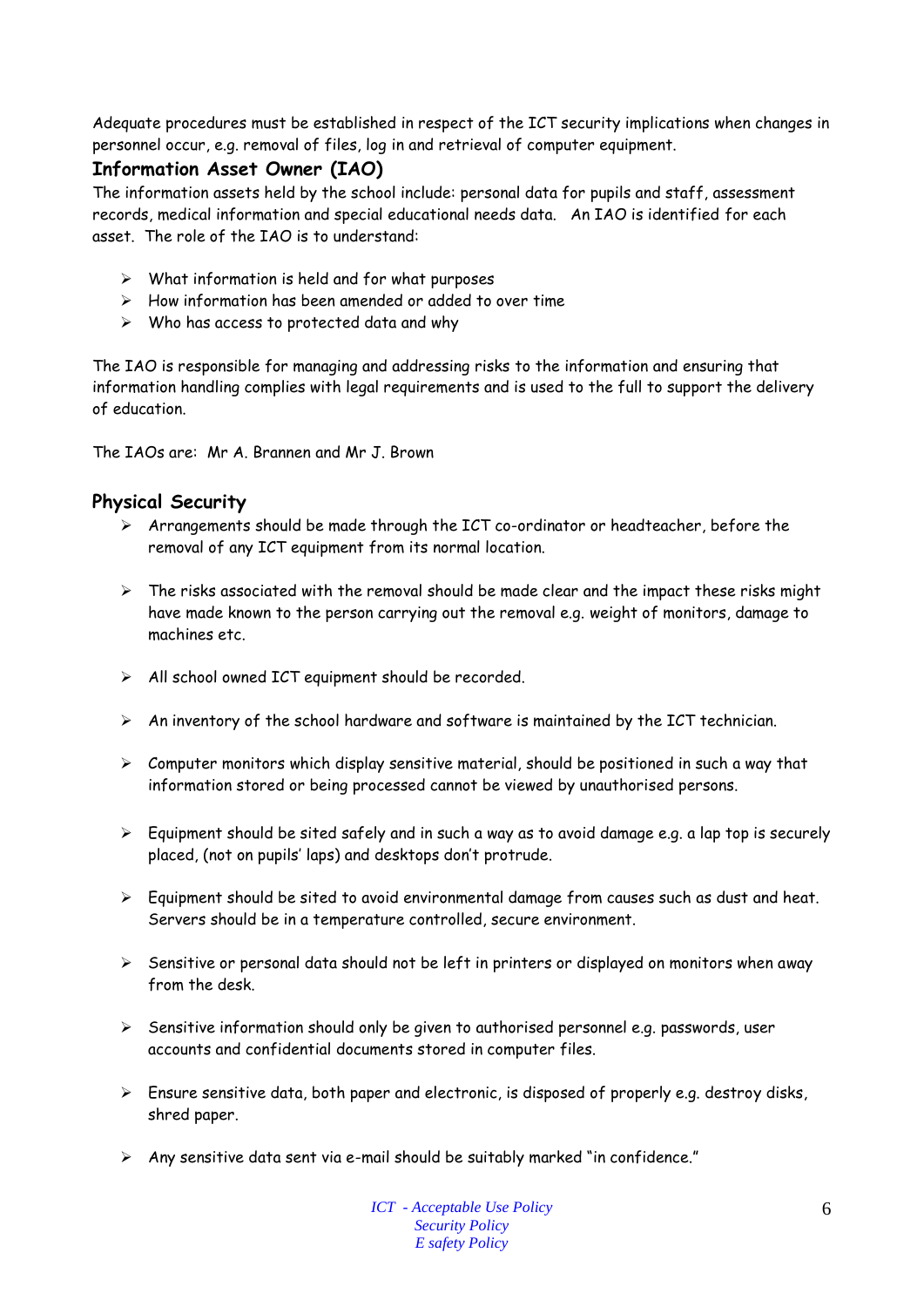Adequate procedures must be established in respect of the ICT security implications when changes in personnel occur, e.g. removal of files, log in and retrieval of computer equipment.

### Information Asset Owner (IAO)

The information assets held by the school include: personal data for pupils and staff, assessment records, medical information and special educational needs data. An IAO is identified for each asset. The role of the IAO is to understand:

- What information is held and for what purposes
- How information has been amended or added to over time
- Who has access to protected data and why

The IAO is responsible for managing and addressing risks to the information and ensuring that information handling complies with legal requirements and is used to the full to support the delivery of education.

The IAOs are: Mr A. Brannen and Mr J. Brown

### Physical Security

- Arrangements should be made through the ICT co-ordinator or headteacher, before the removal of any ICT equipment from its normal location.
- The risks associated with the removal should be made clear and the impact these risks might have made known to the person carrying out the removal e.g. weight of monitors, damage to machines etc.
- All school owned ICT equipment should be recorded.
- An inventory of the school hardware and software is maintained by the ICT technician.
- Computer monitors which display sensitive material, should be positioned in such a way that information stored or being processed cannot be viewed by unauthorised persons.
- Equipment should be sited safely and in such a way as to avoid damage e.g. a lap top is securely placed, (not on pupils' laps) and desktops don't protrude.
- Equipment should be sited to avoid environmental damage from causes such as dust and heat. Servers should be in a temperature controlled, secure environment.
- Sensitive or personal data should not be left in printers or displayed on monitors when away from the desk.
- Sensitive information should only be given to authorised personnel e.g. passwords, user accounts and confidential documents stored in computer files.
- Ensure sensitive data, both paper and electronic, is disposed of properly e.g. destroy disks, shred paper.
- Any sensitive data sent via e-mail should be suitably marked "in confidence."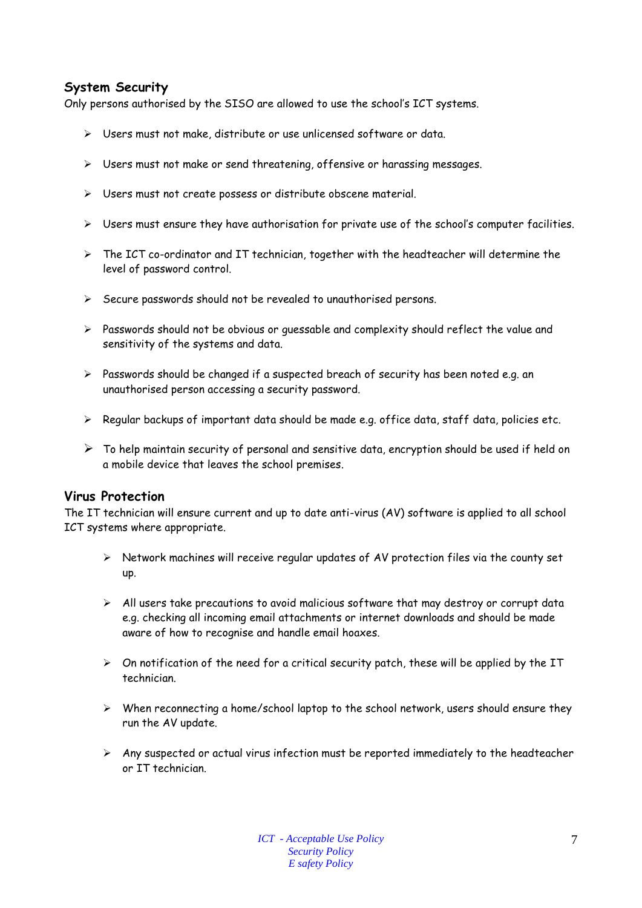## System Security

Only persons authorised by the SISO are allowed to use the school's ICT systems.

- Users must not make, distribute or use unlicensed software or data.
- Users must not make or send threatening, offensive or harassing messages.
- Users must not create possess or distribute obscene material.
- Users must ensure they have authorisation for private use of the school's computer facilities.
- The ICT co-ordinator and IT technician, together with the headteacher will determine the level of password control.
- Secure passwords should not be revealed to unauthorised persons.
- Passwords should not be obvious or guessable and complexity should reflect the value and sensitivity of the systems and data.
- Passwords should be changed if a suspected breach of security has been noted e.g. an unauthorised person accessing a security password.
- Regular backups of important data should be made e.g. office data, staff data, policies etc.
- To help maintain security of personal and sensitive data, encryption should be used if held on a mobile device that leaves the school premises.

## Virus Protection

The IT technician will ensure current and up to date anti-virus (AV) software is applied to all school ICT systems where appropriate.

- Network machines will receive regular updates of AV protection files via the county set up.
- All users take precautions to avoid malicious software that may destroy or corrupt data e.g. checking all incoming email attachments or internet downloads and should be made aware of how to recognise and handle email hoaxes.
- On notification of the need for a critical security patch, these will be applied by the IT technician.
- When reconnecting a home/school laptop to the school network, users should ensure they run the AV update.
- Any suspected or actual virus infection must be reported immediately to the headteacher or IT technician.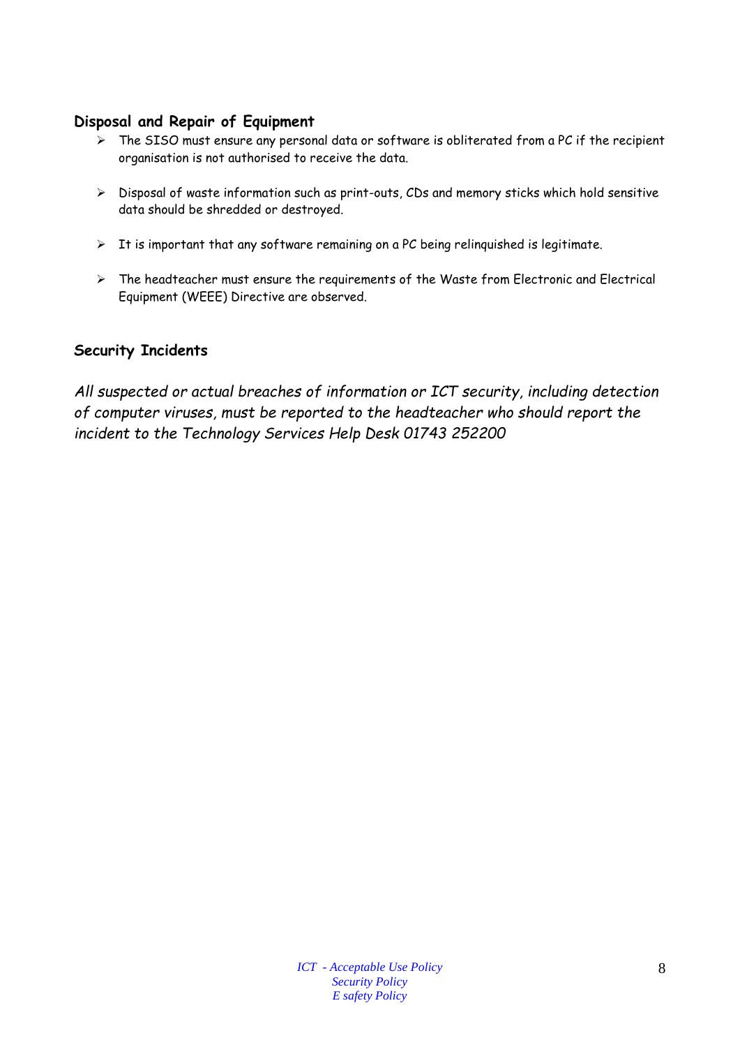### Disposal and Repair of Equipment

- The SISO must ensure any personal data or software is obliterated from a PC if the recipient organisation is not authorised to receive the data.
- Disposal of waste information such as print-outs, CDs and memory sticks which hold sensitive data should be shredded or destroyed.
- It is important that any software remaining on a PC being relinquished is legitimate.
- The headteacher must ensure the requirements of the Waste from Electronic and Electrical Equipment (WEEE) Directive are observed.

### Security Incidents

*All suspected or actual breaches of information or ICT security, including detection of computer viruses, must be reported to the headteacher who should report the incident to the Technology Services Help Desk 01743 252200*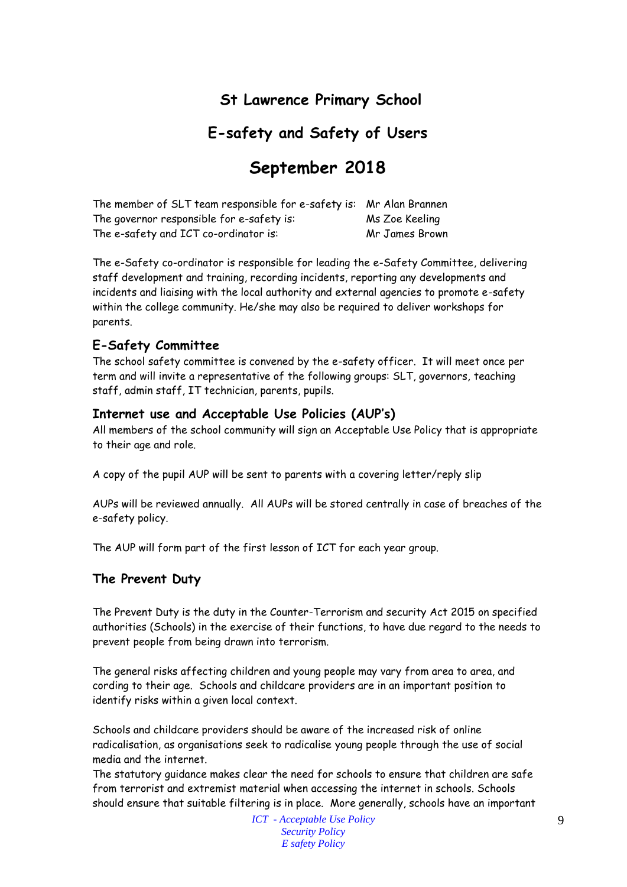# St Lawrence Primary School

## E-safety and Safety of Users

## September 2018

| | |
|---|---|
| The member of SLT team responsible for e-safety is: | Mr Alan Brannen |
| The governor responsible for e-safety is: | Ms Zoe Keeling |
| The e-safety and ICT co-ordinator is: | Mr James Brown |

The e-Safety co-ordinator is responsible for leading the e-Safety Committee, delivering staff development and training, recording incidents, reporting any developments and incidents and liaising with the local authority and external agencies to promote e-safety within the college community. He/she may also be required to deliver workshops for parents.

### E-Safety Committee

The school safety committee is convened by the e-safety officer. It will meet once per term and will invite a representative of the following groups: SLT, governors, teaching staff, admin staff, IT technician, parents, pupils.

### Internet use and Acceptable Use Policies (AUP's)

All members of the school community will sign an Acceptable Use Policy that is appropriate to their age and role.

A copy of the pupil AUP will be sent to parents with a covering letter/reply slip

AUPs will be reviewed annually. All AUPs will be stored centrally in case of breaches of the e-safety policy.

The AUP will form part of the first lesson of ICT for each year group.

### The Prevent Duty

The Prevent Duty is the duty in the Counter-Terrorism and security Act 2015 on specified authorities (Schools) in the exercise of their functions, to have due regard to the needs to prevent people from being drawn into terrorism.

The general risks affecting children and young people may vary from area to area, and cording to their age. Schools and childcare providers are in an important position to identify risks within a given local context.

Schools and childcare providers should be aware of the increased risk of online radicalisation, as organisations seek to radicalise young people through the use of social media and the internet.
The statutory guidance makes clear the need for schools to ensure that children are safe from terrorist and extremist material when accessing the internet in schools. Schools should ensure that suitable filtering is in place. More generally, schools have an important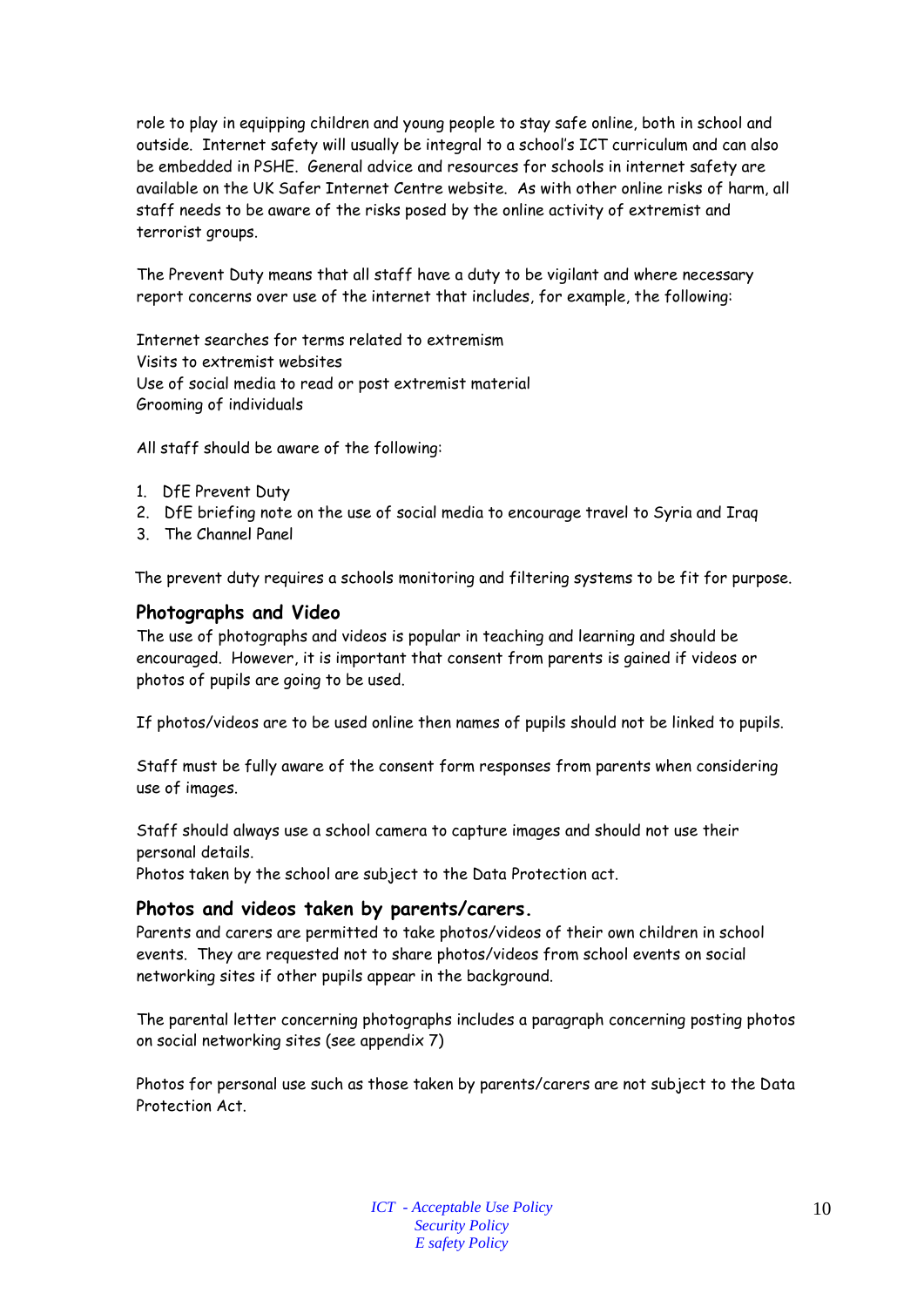role to play in equipping children and young people to stay safe online, both in school and outside. Internet safety will usually be integral to a school's ICT curriculum and can also be embedded in PSHE. General advice and resources for schools in internet safety are available on the UK Safer Internet Centre website. As with other online risks of harm, all staff needs to be aware of the risks posed by the online activity of extremist and terrorist groups.

The Prevent Duty means that all staff have a duty to be vigilant and where necessary report concerns over use of the internet that includes, for example, the following:

Internet searches for terms related to extremism
Visits to extremist websites
Use of social media to read or post extremist material
Grooming of individuals

All staff should be aware of the following:

1. DfE Prevent Duty
2. DfE briefing note on the use of social media to encourage travel to Syria and Iraq
3. The Channel Panel

The prevent duty requires a schools monitoring and filtering systems to be fit for purpose.

## Photographs and Video

The use of photographs and videos is popular in teaching and learning and should be encouraged. However, it is important that consent from parents is gained if videos or photos of pupils are going to be used.

If photos/videos are to be used online then names of pupils should not be linked to pupils.

Staff must be fully aware of the consent form responses from parents when considering use of images.

Staff should always use a school camera to capture images and should not use their personal details.
Photos taken by the school are subject to the Data Protection act.

## Photos and videos taken by parents/carers.

Parents and carers are permitted to take photos/videos of their own children in school events. They are requested not to share photos/videos from school events on social networking sites if other pupils appear in the background.

The parental letter concerning photographs includes a paragraph concerning posting photos on social networking sites (see appendix 7)

Photos for personal use such as those taken by parents/carers are not subject to the Data Protection Act.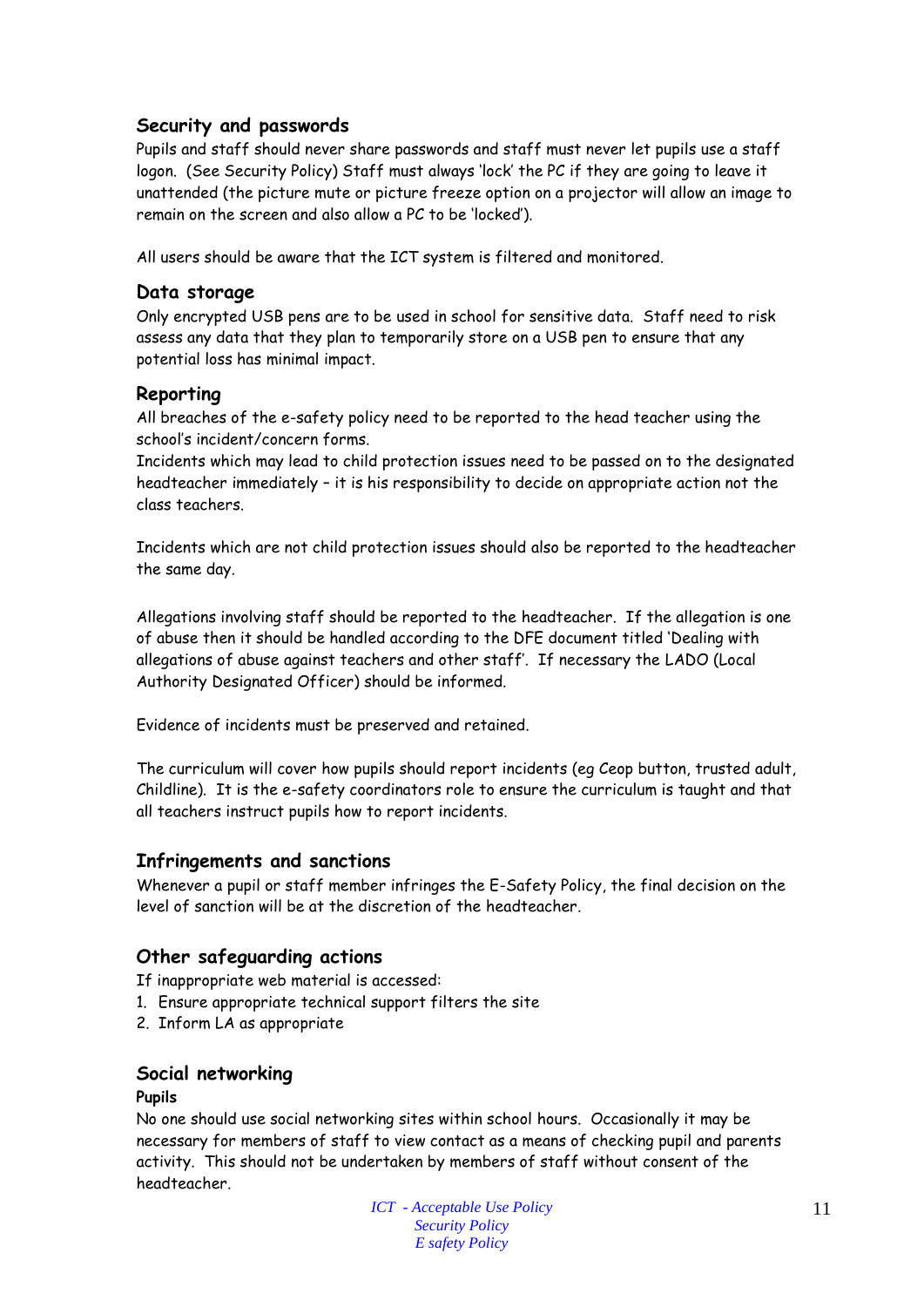## Security and passwords

Pupils and staff should never share passwords and staff must never let pupils use a staff logon. (See Security Policy) Staff must always 'lock' the PC if they are going to leave it unattended (the picture mute or picture freeze option on a projector will allow an image to remain on the screen and also allow a PC to be 'locked').

All users should be aware that the ICT system is filtered and monitored.

## Data storage

Only encrypted USB pens are to be used in school for sensitive data. Staff need to risk assess any data that they plan to temporarily store on a USB pen to ensure that any potential loss has minimal impact.

## Reporting

All breaches of the e-safety policy need to be reported to the head teacher using the school's incident/concern forms.
Incidents which may lead to child protection issues need to be passed on to the designated headteacher immediately – it is his responsibility to decide on appropriate action not the class teachers.

Incidents which are not child protection issues should also be reported to the headteacher the same day.

Allegations involving staff should be reported to the headteacher. If the allegation is one of abuse then it should be handled according to the DFE document titled 'Dealing with allegations of abuse against teachers and other staff'. If necessary the LADO (Local Authority Designated Officer) should be informed.

Evidence of incidents must be preserved and retained.

The curriculum will cover how pupils should report incidents (eg Ceop button, trusted adult, Childline). It is the e-safety coordinators role to ensure the curriculum is taught and that all teachers instruct pupils how to report incidents.

## Infringements and sanctions

Whenever a pupil or staff member infringes the E-Safety Policy, the final decision on the level of sanction will be at the discretion of the headteacher.

## Other safeguarding actions

If inappropriate web material is accessed:

1. Ensure appropriate technical support filters the site
2. Inform LA as appropriate

## Social networking

**Pupils**

No one should use social networking sites within school hours. Occasionally it may be necessary for members of staff to view contact as a means of checking pupil and parents activity. This should not be undertaken by members of staff without consent of the headteacher.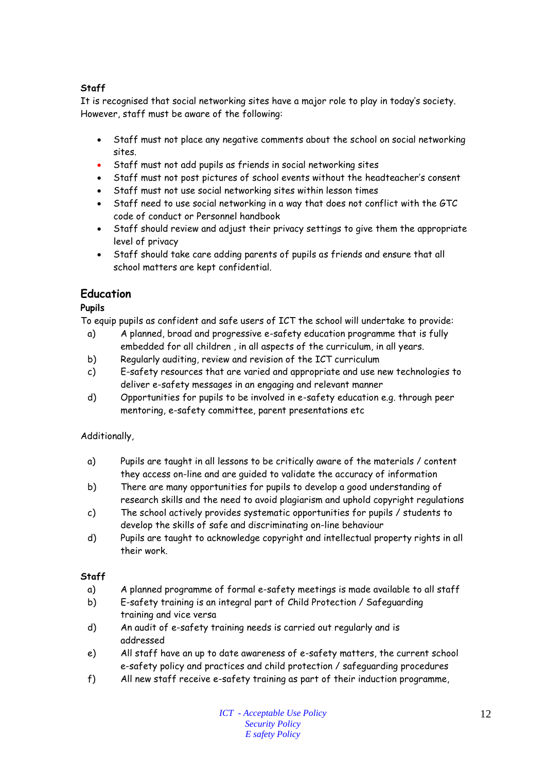**Staff**

It is recognised that social networking sites have a major role to play in today's society. However, staff must be aware of the following:

- Staff must not place any negative comments about the school on social networking sites.
- Staff must not add pupils as friends in social networking sites
- Staff must not post pictures of school events without the headteacher's consent
- Staff must not use social networking sites within lesson times
- Staff need to use social networking in a way that does not conflict with the GTC code of conduct or Personnel handbook
- Staff should review and adjust their privacy settings to give them the appropriate level of privacy
- Staff should take care adding parents of pupils as friends and ensure that all school matters are kept confidential.

## Education

**Pupils**

To equip pupils as confident and safe users of ICT the school will undertake to provide:

a) A planned, broad and progressive e-safety education programme that is fully embedded for all children , in all aspects of the curriculum, in all years.
b) Regularly auditing, review and revision of the ICT curriculum
c) E-safety resources that are varied and appropriate and use new technologies to deliver e-safety messages in an engaging and relevant manner
d) Opportunities for pupils to be involved in e-safety education e.g. through peer mentoring, e-safety committee, parent presentations etc

Additionally,

a) Pupils are taught in all lessons to be critically aware of the materials / content they access on-line and are guided to validate the accuracy of information
b) There are many opportunities for pupils to develop a good understanding of research skills and the need to avoid plagiarism and uphold copyright regulations
c) The school actively provides systematic opportunities for pupils / students to develop the skills of safe and discriminating on-line behaviour
d) Pupils are taught to acknowledge copyright and intellectual property rights in all their work.

**Staff**

a) A planned programme of formal e-safety meetings is made available to all staff
b) E-safety training is an integral part of Child Protection / Safeguarding training and vice versa
d) An audit of e-safety training needs is carried out regularly and is addressed
e) All staff have an up to date awareness of e-safety matters, the current school e-safety policy and practices and child protection / safeguarding procedures
f) All new staff receive e-safety training as part of their induction programme,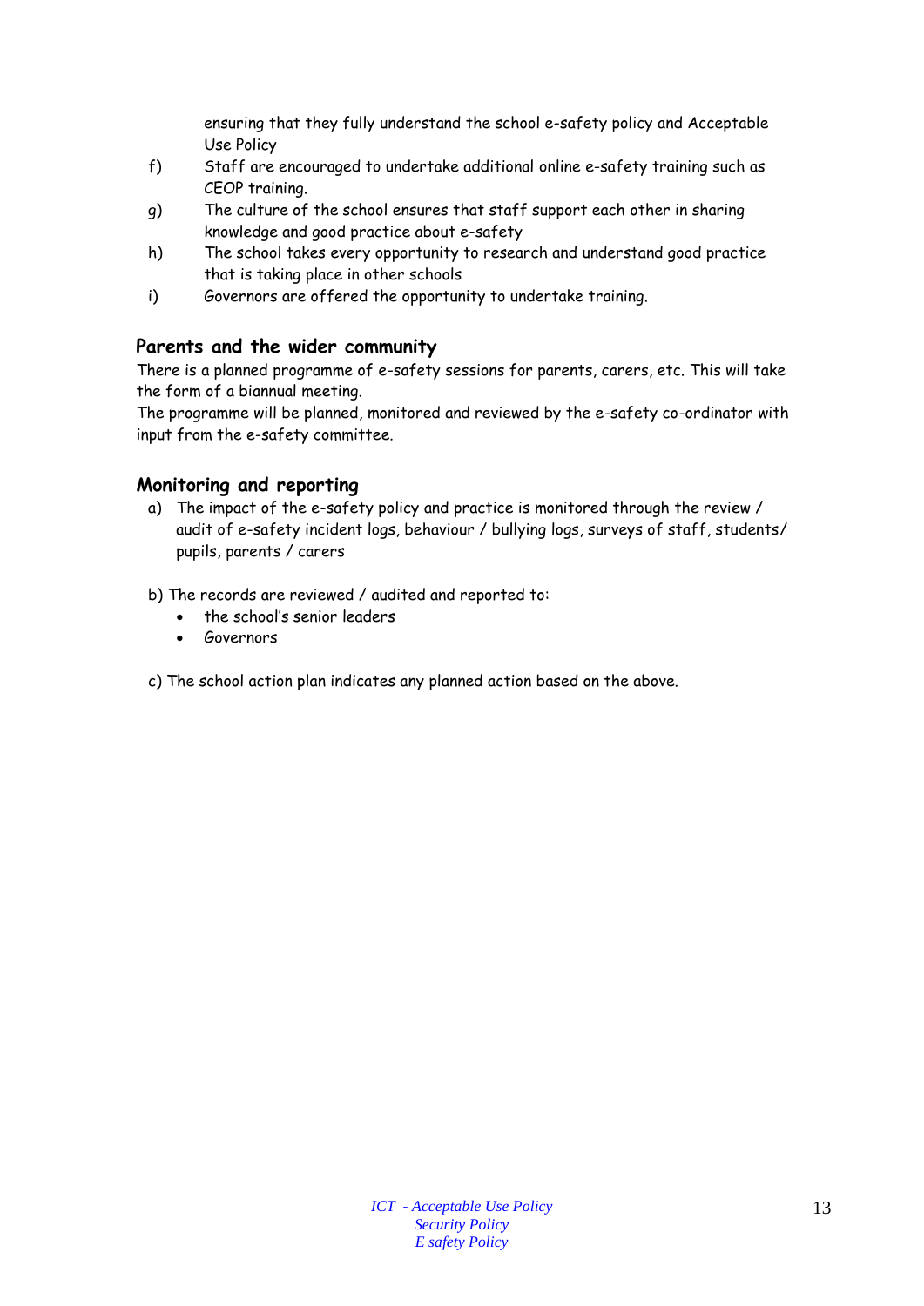ensuring that they fully understand the school e-safety policy and Acceptable Use Policy

f) Staff are encouraged to undertake additional online e-safety training such as CEOP training.

g) The culture of the school ensures that staff support each other in sharing knowledge and good practice about e-safety

h) The school takes every opportunity to research and understand good practice that is taking place in other schools

i) Governors are offered the opportunity to undertake training.

## Parents and the wider community

There is a planned programme of e-safety sessions for parents, carers, etc. This will take the form of a biannual meeting.

The programme will be planned, monitored and reviewed by the e-safety co-ordinator with input from the e-safety committee.

## Monitoring and reporting

a) The impact of the e-safety policy and practice is monitored through the review / audit of e-safety incident logs, behaviour / bullying logs, surveys of staff, students/ pupils, parents / carers

b) The records are reviewed / audited and reported to:

- the school's senior leaders
- Governors

c) The school action plan indicates any planned action based on the above.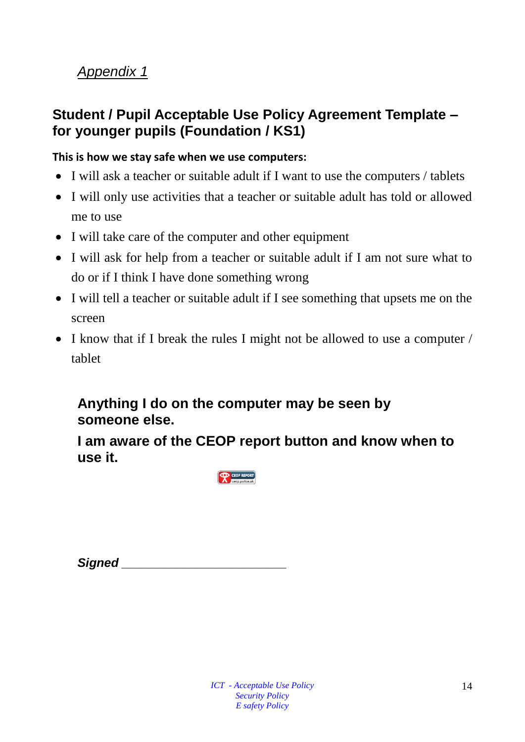*Appendix 1*

## Student / Pupil Acceptable Use Policy Agreement Template – for younger pupils (Foundation / KS1)

**This is how we stay safe when we use computers:**

- I will ask a teacher or suitable adult if I want to use the computers / tablets
- I will only use activities that a teacher or suitable adult has told or allowed me to use
- I will take care of the computer and other equipment
- I will ask for help from a teacher or suitable adult if I am not sure what to do or if I think I have done something wrong
- I will tell a teacher or suitable adult if I see something that upsets me on the screen
- I know that if I break the rules I might not be allowed to use a computer / tablet

**Anything I do on the computer may be seen by someone else.**

**I am aware of the CEOP report button and know when to use it.**

***Signed*** ________________________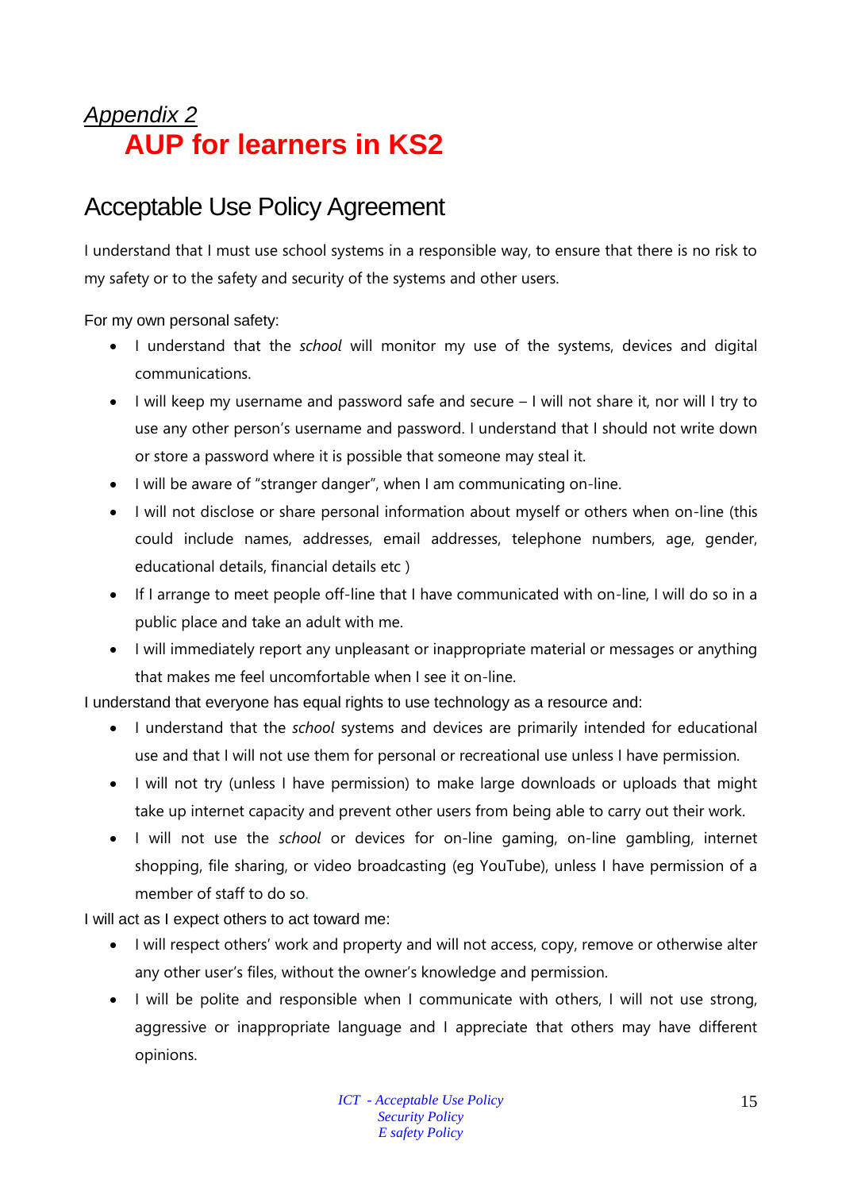*Appendix 2*

# AUP for learners in KS2

## Acceptable Use Policy Agreement

I understand that I must use school systems in a responsible way, to ensure that there is no risk to my safety or to the safety and security of the systems and other users.

For my own personal safety:

- I understand that the *school* will monitor my use of the systems, devices and digital communications.
- I will keep my username and password safe and secure – I will not share it, nor will I try to use any other person's username and password. I understand that I should not write down or store a password where it is possible that someone may steal it.
- I will be aware of "stranger danger", when I am communicating on-line.
- I will not disclose or share personal information about myself or others when on-line (this could include names, addresses, email addresses, telephone numbers, age, gender, educational details, financial details etc )
- If I arrange to meet people off-line that I have communicated with on-line, I will do so in a public place and take an adult with me.
- I will immediately report any unpleasant or inappropriate material or messages or anything that makes me feel uncomfortable when I see it on-line.

I understand that everyone has equal rights to use technology as a resource and:

- I understand that the *school* systems and devices are primarily intended for educational use and that I will not use them for personal or recreational use unless I have permission.
- I will not try (unless I have permission) to make large downloads or uploads that might take up internet capacity and prevent other users from being able to carry out their work.
- I will not use the *school* or devices for on-line gaming, on-line gambling, internet shopping, file sharing, or video broadcasting (eg YouTube), unless I have permission of a member of staff to do so.

I will act as I expect others to act toward me:

- I will respect others' work and property and will not access, copy, remove or otherwise alter any other user's files, without the owner's knowledge and permission.
- I will be polite and responsible when I communicate with others, I will not use strong, aggressive or inappropriate language and I appreciate that others may have different opinions.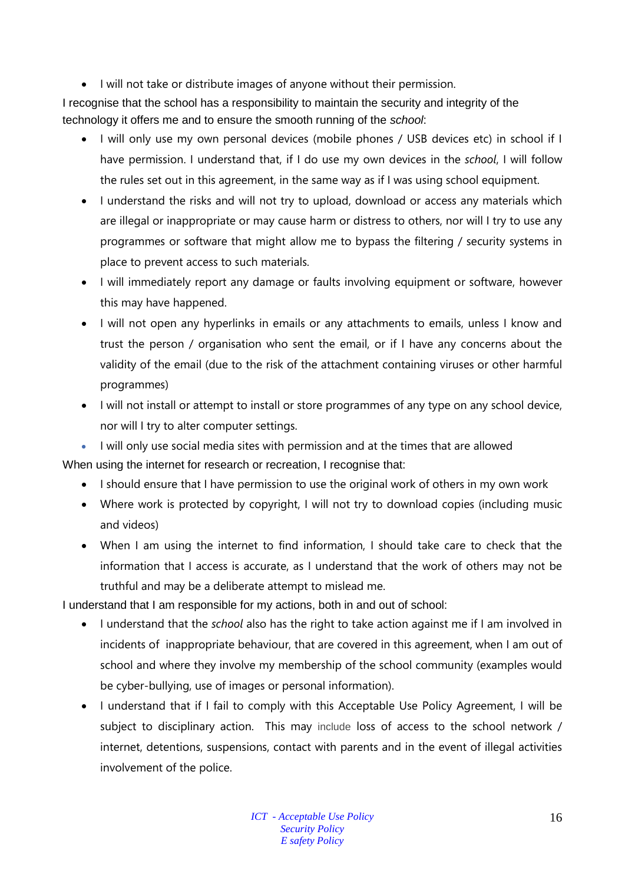- I will not take or distribute images of anyone without their permission.

I recognise that the school has a responsibility to maintain the security and integrity of the technology it offers me and to ensure the smooth running of the *school*:

- I will only use my own personal devices (mobile phones / USB devices etc) in school if I have permission. I understand that, if I do use my own devices in the *school*, I will follow the rules set out in this agreement, in the same way as if I was using school equipment.
- I understand the risks and will not try to upload, download or access any materials which are illegal or inappropriate or may cause harm or distress to others, nor will I try to use any programmes or software that might allow me to bypass the filtering / security systems in place to prevent access to such materials.
- I will immediately report any damage or faults involving equipment or software, however this may have happened.
- I will not open any hyperlinks in emails or any attachments to emails, unless I know and trust the person / organisation who sent the email, or if I have any concerns about the validity of the email (due to the risk of the attachment containing viruses or other harmful programmes)
- I will not install or attempt to install or store programmes of any type on any school device, nor will I try to alter computer settings.
- I will only use social media sites with permission and at the times that are allowed

When using the internet for research or recreation, I recognise that:

- I should ensure that I have permission to use the original work of others in my own work
- Where work is protected by copyright, I will not try to download copies (including music and videos)
- When I am using the internet to find information, I should take care to check that the information that I access is accurate, as I understand that the work of others may not be truthful and may be a deliberate attempt to mislead me.

I understand that I am responsible for my actions, both in and out of school:

- I understand that the *school* also has the right to take action against me if I am involved in incidents of inappropriate behaviour, that are covered in this agreement, when I am out of school and where they involve my membership of the school community (examples would be cyber-bullying, use of images or personal information).
- I understand that if I fail to comply with this Acceptable Use Policy Agreement, I will be subject to disciplinary action. This may include loss of access to the school network / internet, detentions, suspensions, contact with parents and in the event of illegal activities involvement of the police.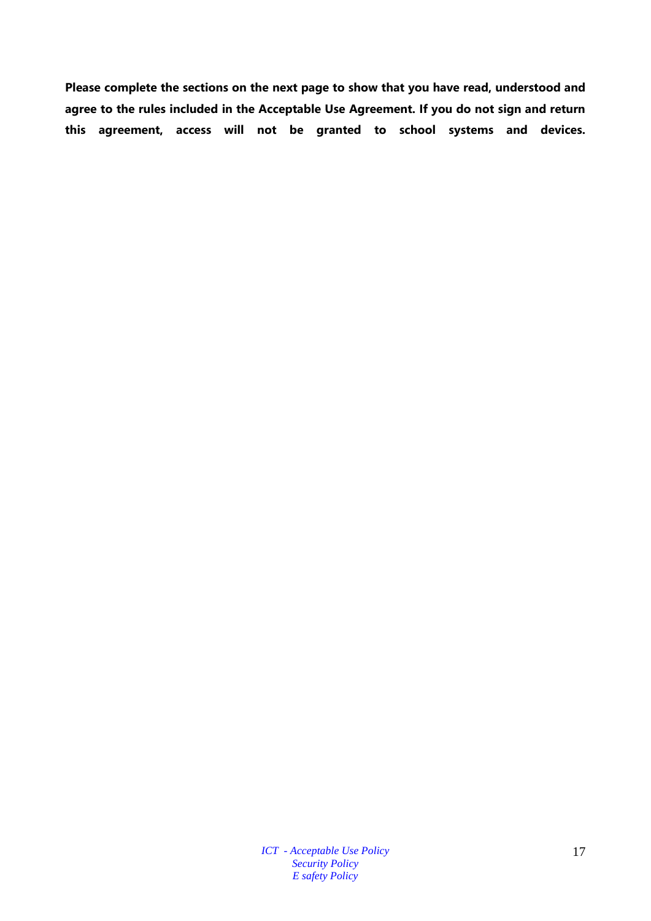**Please complete the sections on the next page to show that you have read, understood and agree to the rules included in the Acceptable Use Agreement. If you do not sign and return this agreement, access will not be granted to school systems and devices.**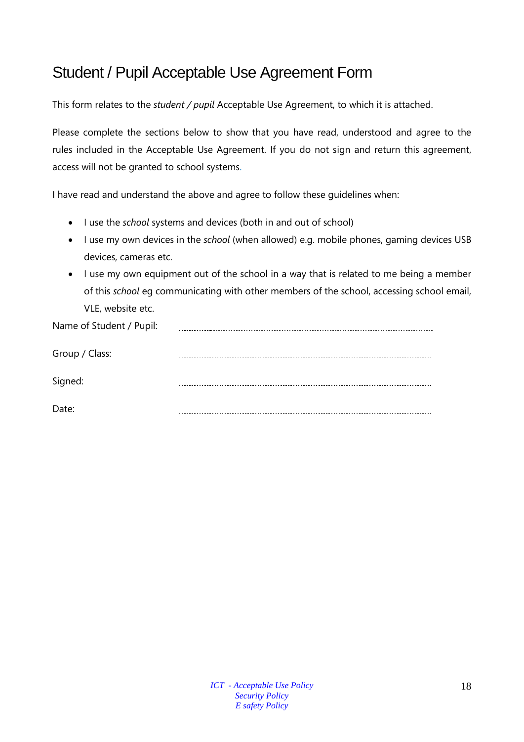# Student / Pupil Acceptable Use Agreement Form

This form relates to the *student / pupil* Acceptable Use Agreement, to which it is attached.

Please complete the sections below to show that you have read, understood and agree to the rules included in the Acceptable Use Agreement. If you do not sign and return this agreement, access will not be granted to school systems.

I have read and understand the above and agree to follow these guidelines when:

- I use the *school* systems and devices (both in and out of school)
- I use my own devices in the *school* (when allowed) e.g. mobile phones, gaming devices USB devices, cameras etc.
- I use my own equipment out of the school in a way that is related to me being a member of this *school* eg communicating with other members of the school, accessing school email, VLE, website etc.

Name of Student / Pupil: ..................................................................................................

Group / Class: ..................................................................................................

Signed: ..................................................................................................

Date: ..................................................................................................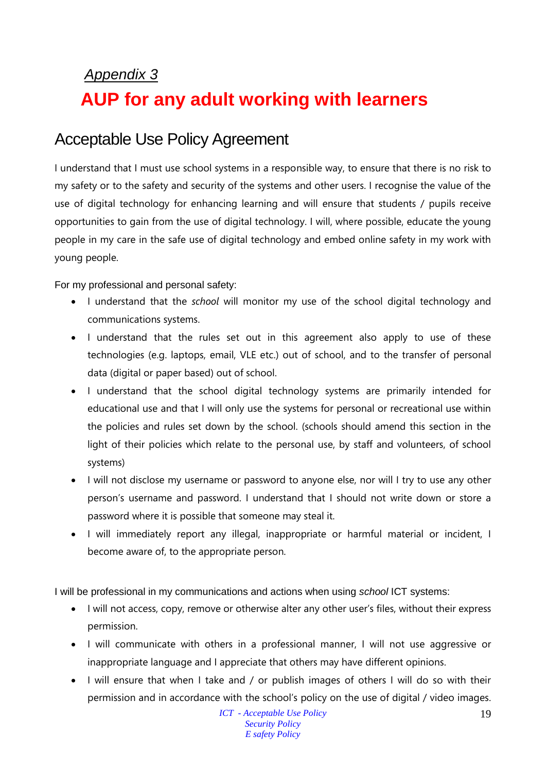*Appendix 3*

# AUP for any adult working with learners

## Acceptable Use Policy Agreement

I understand that I must use school systems in a responsible way, to ensure that there is no risk to my safety or to the safety and security of the systems and other users. I recognise the value of the use of digital technology for enhancing learning and will ensure that students / pupils receive opportunities to gain from the use of digital technology. I will, where possible, educate the young people in my care in the safe use of digital technology and embed online safety in my work with young people.

For my professional and personal safety:

- I understand that the *school* will monitor my use of the school digital technology and communications systems.
- I understand that the rules set out in this agreement also apply to use of these technologies (e.g. laptops, email, VLE etc.) out of school, and to the transfer of personal data (digital or paper based) out of school.
- I understand that the school digital technology systems are primarily intended for educational use and that I will only use the systems for personal or recreational use within the policies and rules set down by the school. (schools should amend this section in the light of their policies which relate to the personal use, by staff and volunteers, of school systems)
- I will not disclose my username or password to anyone else, nor will I try to use any other person's username and password. I understand that I should not write down or store a password where it is possible that someone may steal it.
- I will immediately report any illegal, inappropriate or harmful material or incident, I become aware of, to the appropriate person.

I will be professional in my communications and actions when using *school* ICT systems:

- I will not access, copy, remove or otherwise alter any other user's files, without their express permission.
- I will communicate with others in a professional manner, I will not use aggressive or inappropriate language and I appreciate that others may have different opinions.
- I will ensure that when I take and / or publish images of others I will do so with their permission and in accordance with the school's policy on the use of digital / video images.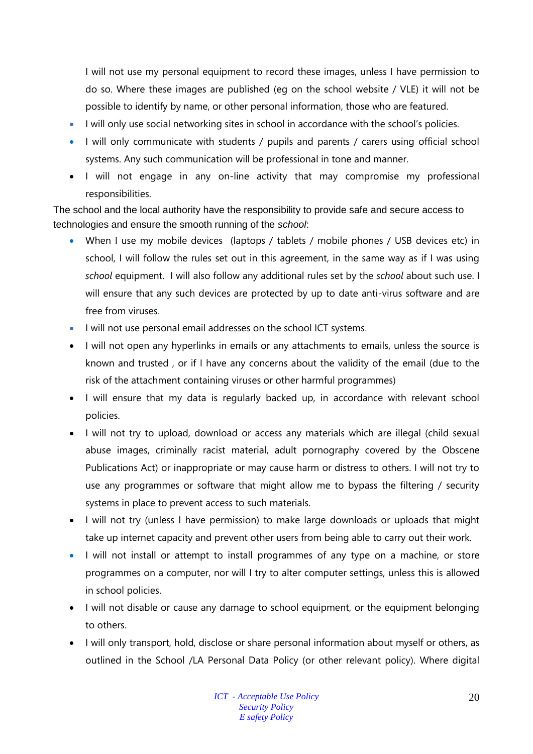I will not use my personal equipment to record these images, unless I have permission to do so. Where these images are published (eg on the school website / VLE) it will not be possible to identify by name, or other personal information, those who are featured.

- I will only use social networking sites in school in accordance with the school's policies.
- I will only communicate with students / pupils and parents / carers using official school systems. Any such communication will be professional in tone and manner.
- I will not engage in any on-line activity that may compromise my professional responsibilities.

The school and the local authority have the responsibility to provide safe and secure access to technologies and ensure the smooth running of the *school*:

- When I use my mobile devices (laptops / tablets / mobile phones / USB devices etc) in school, I will follow the rules set out in this agreement, in the same way as if I was using *school* equipment. I will also follow any additional rules set by the *school* about such use. I will ensure that any such devices are protected by up to date anti-virus software and are free from viruses.
- I will not use personal email addresses on the school ICT systems.
- I will not open any hyperlinks in emails or any attachments to emails, unless the source is known and trusted , or if I have any concerns about the validity of the email (due to the risk of the attachment containing viruses or other harmful programmes)
- I will ensure that my data is regularly backed up, in accordance with relevant school policies.
- I will not try to upload, download or access any materials which are illegal (child sexual abuse images, criminally racist material, adult pornography covered by the Obscene Publications Act) or inappropriate or may cause harm or distress to others. I will not try to use any programmes or software that might allow me to bypass the filtering / security systems in place to prevent access to such materials.
- I will not try (unless I have permission) to make large downloads or uploads that might take up internet capacity and prevent other users from being able to carry out their work.
- I will not install or attempt to install programmes of any type on a machine, or store programmes on a computer, nor will I try to alter computer settings, unless this is allowed in school policies.
- I will not disable or cause any damage to school equipment, or the equipment belonging to others.
- I will only transport, hold, disclose or share personal information about myself or others, as outlined in the School /LA Personal Data Policy (or other relevant policy). Where digital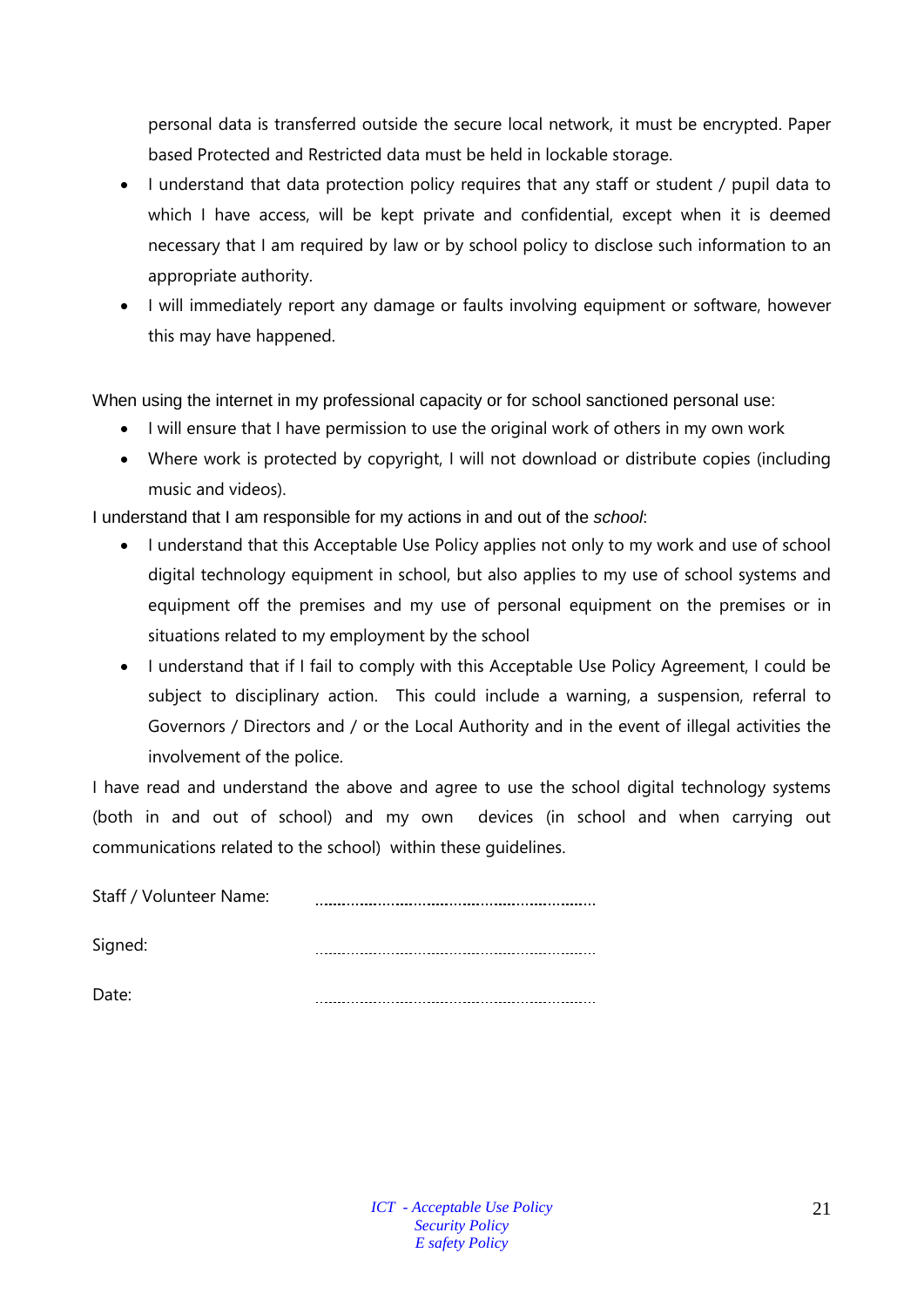personal data is transferred outside the secure local network, it must be encrypted. Paper based Protected and Restricted data must be held in lockable storage.

- I understand that data protection policy requires that any staff or student / pupil data to which I have access, will be kept private and confidential, except when it is deemed necessary that I am required by law or by school policy to disclose such information to an appropriate authority.
- I will immediately report any damage or faults involving equipment or software, however this may have happened.

When using the internet in my professional capacity or for school sanctioned personal use:

- I will ensure that I have permission to use the original work of others in my own work
- Where work is protected by copyright, I will not download or distribute copies (including music and videos).

I understand that I am responsible for my actions in and out of the *school*:

- I understand that this Acceptable Use Policy applies not only to my work and use of school digital technology equipment in school, but also applies to my use of school systems and equipment off the premises and my use of personal equipment on the premises or in situations related to my employment by the school
- I understand that if I fail to comply with this Acceptable Use Policy Agreement, I could be subject to disciplinary action. This could include a warning, a suspension, referral to Governors / Directors and / or the Local Authority and in the event of illegal activities the involvement of the police.

I have read and understand the above and agree to use the school digital technology systems (both in and out of school) and my own devices (in school and when carrying out communications related to the school) within these guidelines.

Staff / Volunteer Name: ...........................................................

Signed: ...........................................................

Date: ...........................................................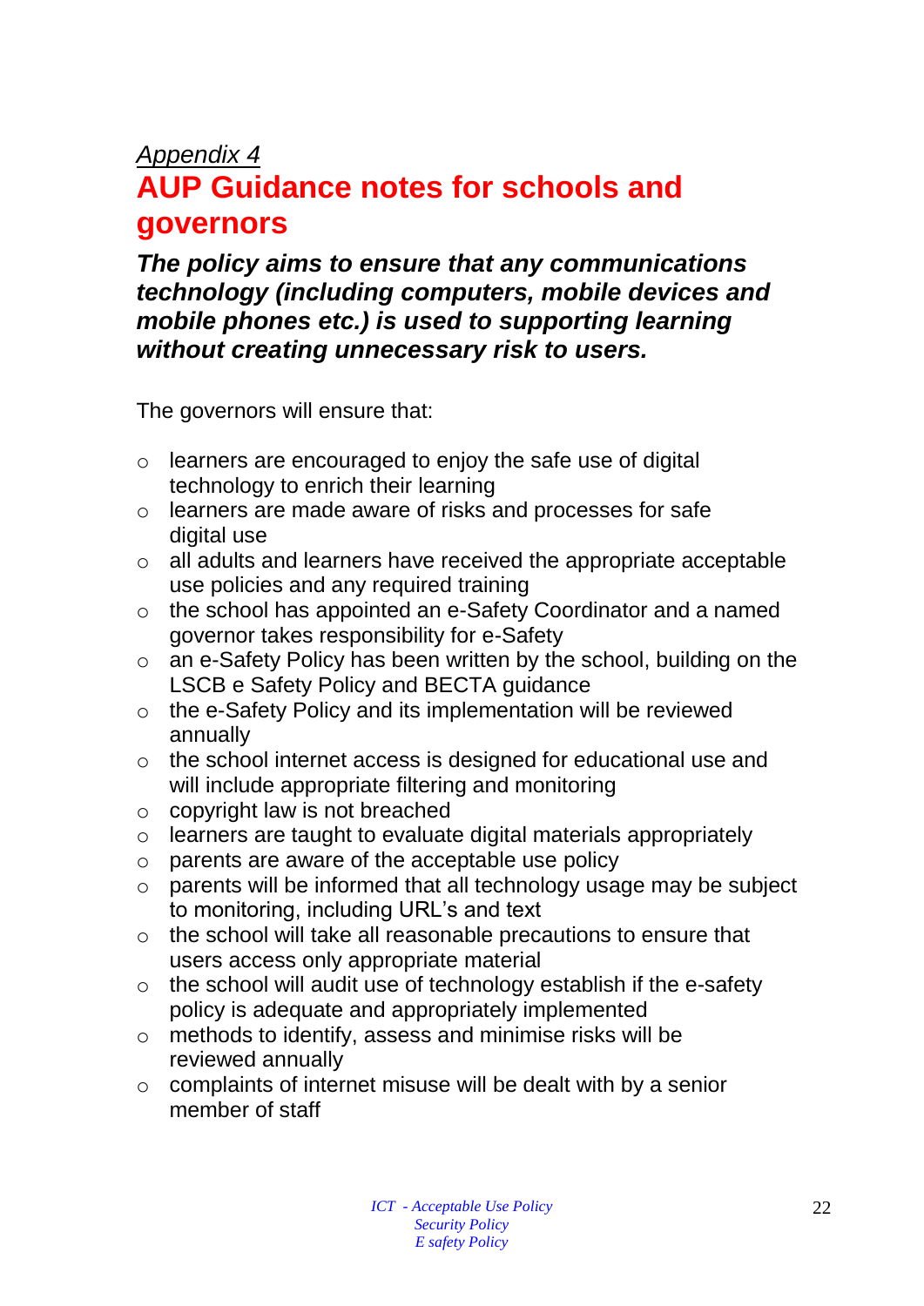*Appendix 4*

# AUP Guidance notes for schools and governors

***The policy aims to ensure that any communications technology (including computers, mobile devices and mobile phones etc.) is used to supporting learning without creating unnecessary risk to users.***

The governors will ensure that:

- learners are encouraged to enjoy the safe use of digital technology to enrich their learning
- learners are made aware of risks and processes for safe digital use
- all adults and learners have received the appropriate acceptable use policies and any required training
- the school has appointed an e-Safety Coordinator and a named governor takes responsibility for e-Safety
- an e-Safety Policy has been written by the school, building on the LSCB e Safety Policy and BECTA guidance
- the e-Safety Policy and its implementation will be reviewed annually
- the school internet access is designed for educational use and will include appropriate filtering and monitoring
- copyright law is not breached
- learners are taught to evaluate digital materials appropriately
- parents are aware of the acceptable use policy
- parents will be informed that all technology usage may be subject to monitoring, including URL's and text
- the school will take all reasonable precautions to ensure that users access only appropriate material
- the school will audit use of technology establish if the e-safety policy is adequate and appropriately implemented
- methods to identify, assess and minimise risks will be reviewed annually
- complaints of internet misuse will be dealt with by a senior member of staff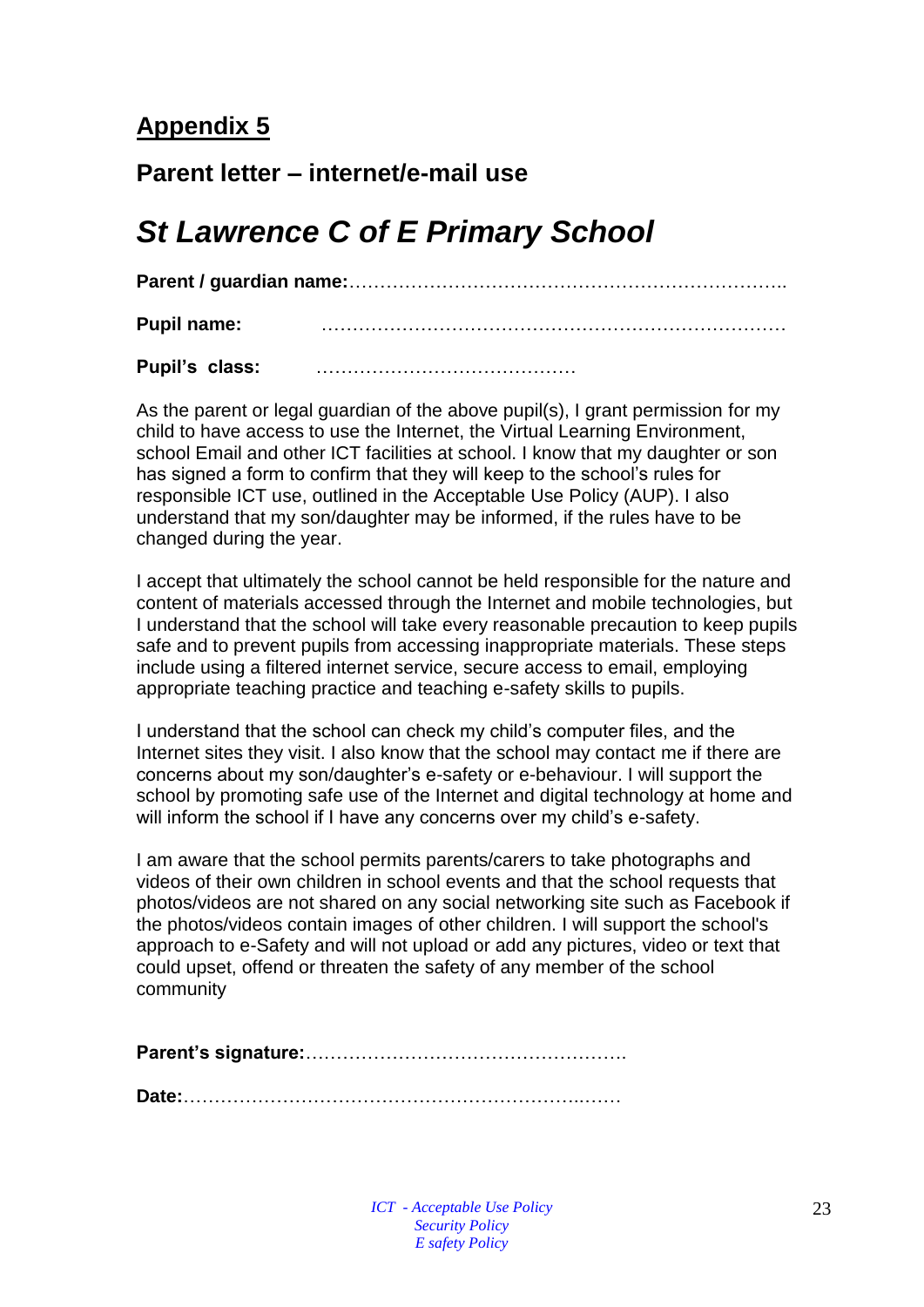## Appendix 5

### Parent letter – internet/e-mail use

# *St Lawrence C of E Primary School*

**Parent / guardian name:**……………………………………………………………..

**Pupil name:** …………………………………………………………………

**Pupil's class:** ……………………………………

As the parent or legal guardian of the above pupil(s), I grant permission for my child to have access to use the Internet, the Virtual Learning Environment, school Email and other ICT facilities at school. I know that my daughter or son has signed a form to confirm that they will keep to the school's rules for responsible ICT use, outlined in the Acceptable Use Policy (AUP). I also understand that my son/daughter may be informed, if the rules have to be changed during the year.

I accept that ultimately the school cannot be held responsible for the nature and content of materials accessed through the Internet and mobile technologies, but I understand that the school will take every reasonable precaution to keep pupils safe and to prevent pupils from accessing inappropriate materials. These steps include using a filtered internet service, secure access to email, employing appropriate teaching practice and teaching e-safety skills to pupils.

I understand that the school can check my child's computer files, and the Internet sites they visit. I also know that the school may contact me if there are concerns about my son/daughter's e-safety or e-behaviour. I will support the school by promoting safe use of the Internet and digital technology at home and will inform the school if I have any concerns over my child's e-safety.

I am aware that the school permits parents/carers to take photographs and videos of their own children in school events and that the school requests that photos/videos are not shared on any social networking site such as Facebook if the photos/videos contain images of other children. I will support the school's approach to e-Safety and will not upload or add any pictures, video or text that could upset, offend or threaten the safety of any member of the school community

**Parent's signature:**…………………………………………….

**Date:**……………………………………………………..……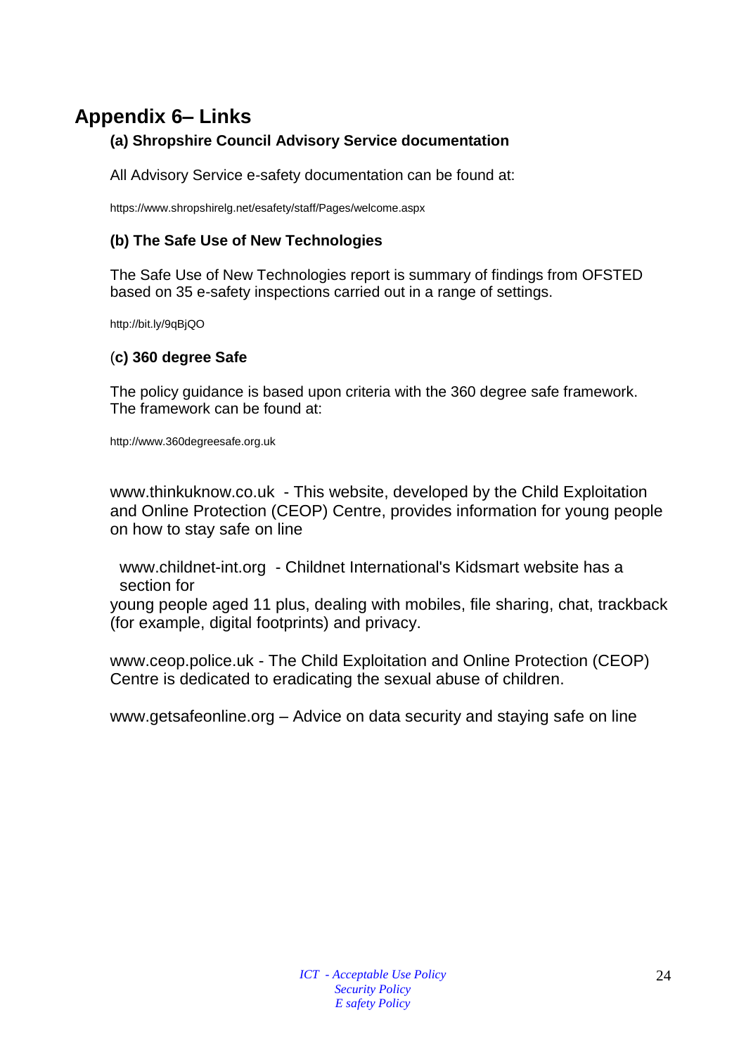# Appendix 6– Links

### (a) Shropshire Council Advisory Service documentation

All Advisory Service e-safety documentation can be found at:

https://www.shropshirelg.net/esafety/staff/Pages/welcome.aspx

### (b) The Safe Use of New Technologies

The Safe Use of New Technologies report is summary of findings from OFSTED based on 35 e-safety inspections carried out in a range of settings.

http://bit.ly/9qBjQO

### (c) 360 degree Safe

The policy guidance is based upon criteria with the 360 degree safe framework. The framework can be found at:

http://www.360degreesafe.org.uk

www.thinkuknow.co.uk - This website, developed by the Child Exploitation and Online Protection (CEOP) Centre, provides information for young people on how to stay safe on line

www.childnet-int.org - Childnet International's Kidsmart website has a section for young people aged 11 plus, dealing with mobiles, file sharing, chat, trackback (for example, digital footprints) and privacy.

www.ceop.police.uk - The Child Exploitation and Online Protection (CEOP) Centre is dedicated to eradicating the sexual abuse of children.

www.getsafeonline.org – Advice on data security and staying safe on line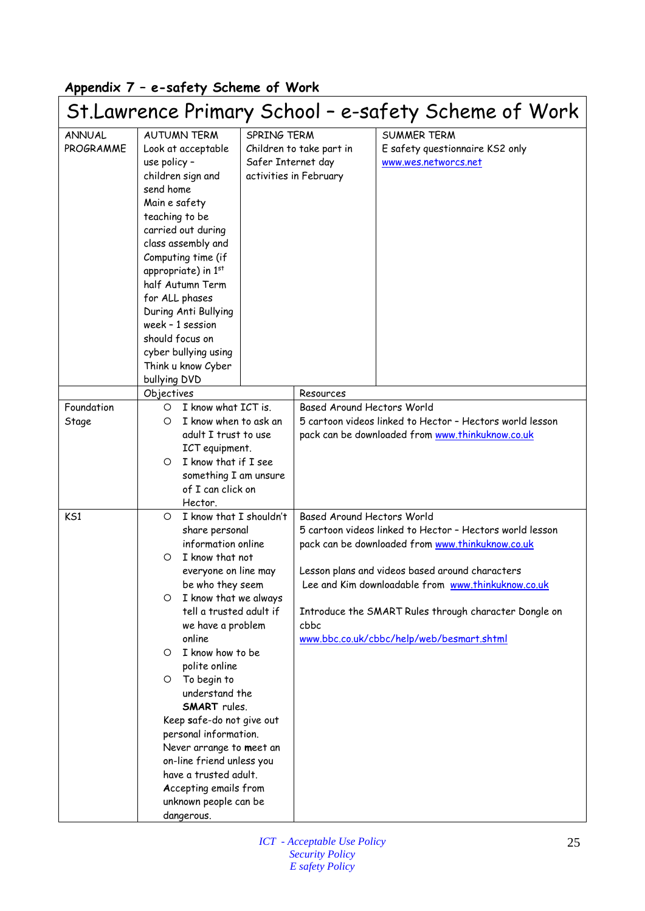## Appendix 7 – e-safety Scheme of Work

| St.Lawrence Primary School – e-safety Scheme of Work | | | |
|---|---|---|---|
| ANNUAL PROGRAMME | AUTUMN TERM<br>Look at acceptable use policy – children sign and send home<br>Main e safety teaching to be carried out during class assembly and Computing time (if appropriate) in 1st half Autumn Term for ALL phases<br>During Anti Bullying week – 1 session should focus on cyber bullying using Think u know Cyber bullying DVD | SPRING TERM<br>Children to take part in Safer Internet day activities in February | SUMMER TERM<br>E safety questionnaire KS2 only<br>www.wes.networcs.net |
| | Objectives | Resources | |
| Foundation Stage | ○ I know what ICT is.<br>○ I know when to ask an adult I trust to use ICT equipment.<br>○ I know that if I see something I am unsure of I can click on Hector. | Based Around Hectors World<br>5 cartoon videos linked to Hector – Hectors world lesson pack can be downloaded from www.thinkuknow.co.uk | |
| KS1 | ○ I know that I shouldn't share personal information online<br>○ I know that not everyone on line may be who they seem<br>○ I know that we always tell a trusted adult if we have a problem online<br>○ I know how to be polite online<br>○ To begin to understand the **SMART** rules.<br>Keep **s**afe-do not give out personal information.<br>Never arrange to **m**eet an on-line friend unless you have a trusted adult.<br>**A**ccepting emails from unknown people can be dangerous. | Based Around Hectors World<br>5 cartoon videos linked to Hector – Hectors world lesson pack can be downloaded from www.thinkuknow.co.uk<br><br>Lesson plans and videos based around characters Lee and Kim downloadable from www.thinkuknow.co.uk<br><br>Introduce the SMART Rules through character Dongle on cbbc<br>www.bbc.co.uk/cbbc/help/web/besmart.shtml | |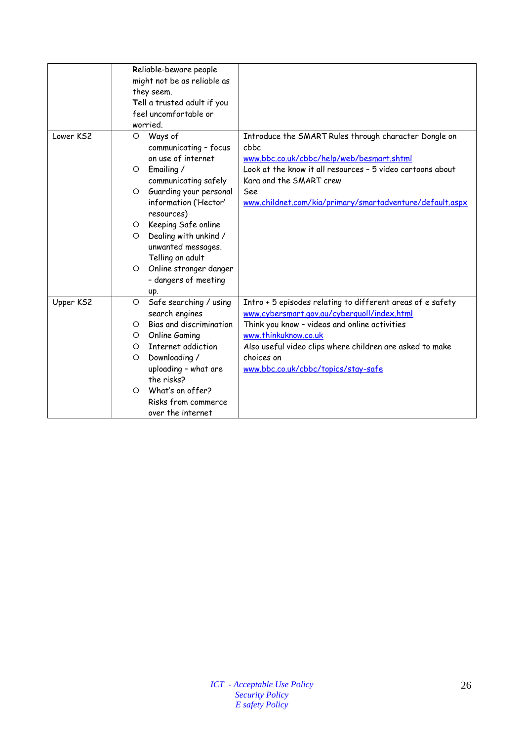| | | |
|---|---|---|
| | **R**eliable-beware people might not be as reliable as they seem.<br>**T**ell a trusted adult if you feel uncomfortable or worried. | |
| Lower KS2 | ○ Ways of communicating – focus on use of internet<br>○ Emailing / communicating safely<br>○ Guarding your personal information ('Hector' resources)<br>○ Keeping Safe online<br>○ Dealing with unkind / unwanted messages. Telling an adult<br>○ Online stranger danger – dangers of meeting up. | Introduce the SMART Rules through character Dongle on cbbc<br>www.bbc.co.uk/cbbc/help/web/besmart.shtml<br>Look at the know it all resources – 5 video cartoons about Kara and the SMART crew<br>See<br>www.childnet.com/kia/primary/smartadventure/default.aspx |
| Upper KS2 | ○ Safe searching / using search engines<br>○ Bias and discrimination<br>○ Online Gaming<br>○ Internet addiction<br>○ Downloading / uploading – what are the risks?<br>○ What's on offer? Risks from commerce over the internet | Intro + 5 episodes relating to different areas of e safety<br>www.cybersmart.gov.au/cyberquoll/index.html<br>Think you know – videos and online activities<br>www.thinkuknow.co.uk<br>Also useful video clips where children are asked to make choices on<br>www.bbc.co.uk/cbbc/topics/stay-safe |